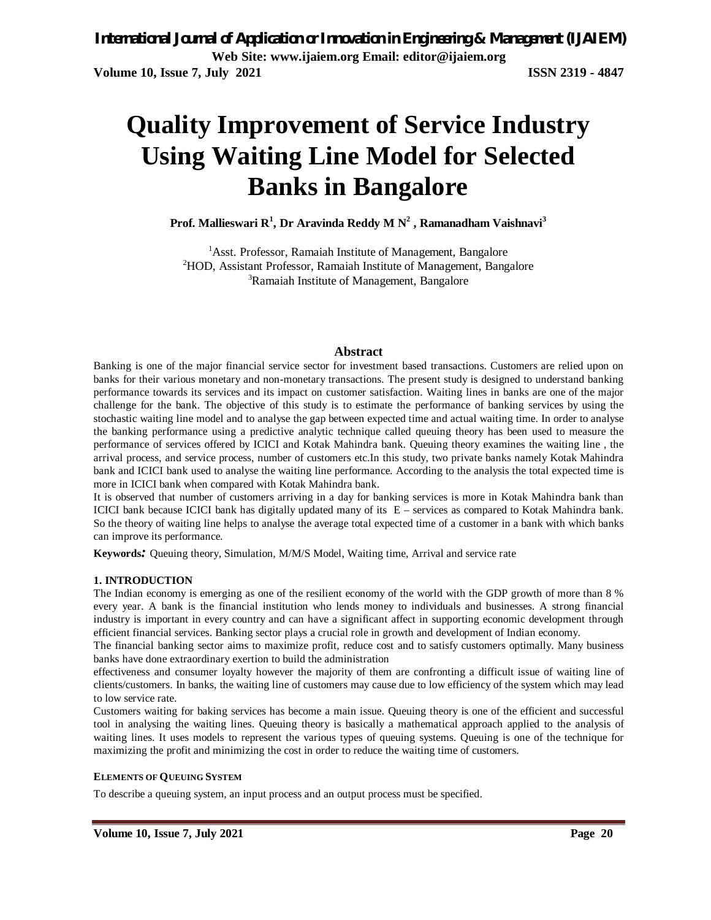# Quality Improvement of Service Industry Using Waiting Line Model for Selected Banks in Bangalore

**Prof. Mallieswari R[1], Dr Aravinda Reddy M N[2] , Ramanadham Vaishnavi[3]**

[1]Asst. Professor, Ramaiah Institute of Management, Bangalore
[2]HOD, Assistant Professor, Ramaiah Institute of Management, Bangalore
[3]Ramaiah Institute of Management, Bangalore

## Abstract

Banking is one of the major financial service sector for investment based transactions. Customers are relied upon on banks for their various monetary and non-monetary transactions. The present study is designed to understand banking performance towards its services and its impact on customer satisfaction. Waiting lines in banks are one of the major challenge for the bank. The objective of this study is to estimate the performance of banking services by using the stochastic waiting line model and to analyse the gap between expected time and actual waiting time. In order to analyse the banking performance using a predictive analytic technique called queuing theory has been used to measure the performance of services offered by ICICI and Kotak Mahindra bank. Queuing theory examines the waiting line , the arrival process, and service process, number of customers etc.In this study, two private banks namely Kotak Mahindra bank and ICICI bank used to analyse the waiting line performance. According to the analysis the total expected time is more in ICICI bank when compared with Kotak Mahindra bank.

It is observed that number of customers arriving in a day for banking services is more in Kotak Mahindra bank than ICICI bank because ICICI bank has digitally updated many of its E – services as compared to Kotak Mahindra bank. So the theory of waiting line helps to analyse the average total expected time of a customer in a bank with which banks can improve its performance.

**Keywords:** Queuing theory, Simulation, M/M/S Model, Waiting time, Arrival and service rate

## 1. INTRODUCTION

The Indian economy is emerging as one of the resilient economy of the world with the GDP growth of more than 8 % every year. A bank is the financial institution who lends money to individuals and businesses. A strong financial industry is important in every country and can have a significant affect in supporting economic development through efficient financial services. Banking sector plays a crucial role in growth and development of Indian economy.

The financial banking sector aims to maximize profit, reduce cost and to satisfy customers optimally. Many business banks have done extraordinary exertion to build the administration effectiveness and consumer loyalty however the majority of them are confronting a difficult issue of waiting line of clients/customers. In banks, the waiting line of customers may cause due to low efficiency of the system which may lead to low service rate.

Customers waiting for baking services has become a main issue. Queuing theory is one of the efficient and successful tool in analysing the waiting lines. Queuing theory is basically a mathematical approach applied to the analysis of waiting lines. It uses models to represent the various types of queuing systems. Queuing is one of the technique for maximizing the profit and minimizing the cost in order to reduce the waiting time of customers.

### ELEMENTS OF QUEUING SYSTEM

To describe a queuing system, an input process and an output process must be specified.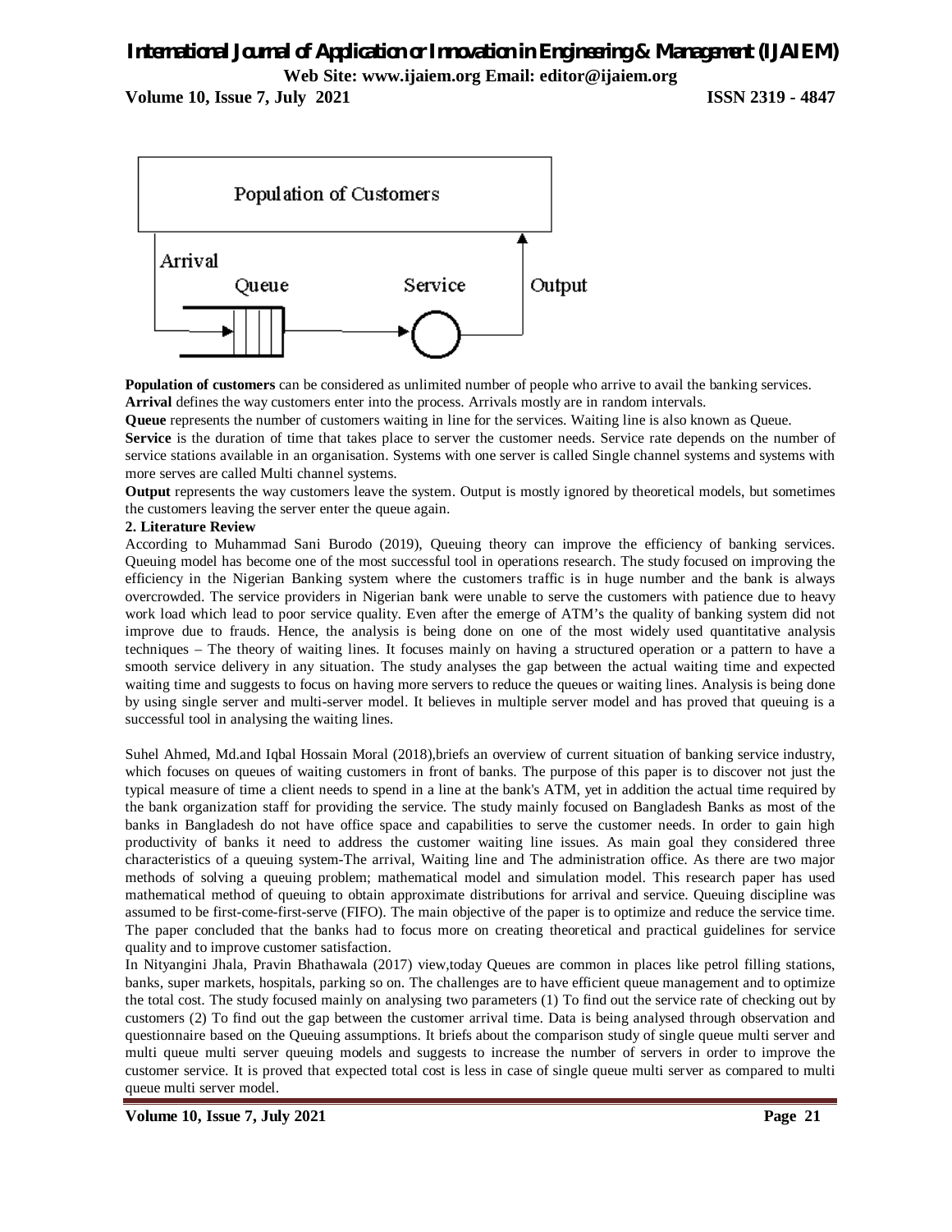**Population of customers** can be considered as unlimited number of people who arrive to avail the banking services.
**Arrival** defines the way customers enter into the process. Arrivals mostly are in random intervals.
**Queue** represents the number of customers waiting in line for the services. Waiting line is also known as Queue.
**Service** is the duration of time that takes place to server the customer needs. Service rate depends on the number of service stations available in an organisation. Systems with one server is called Single channel systems and systems with more serves are called Multi channel systems.
**Output** represents the way customers leave the system. Output is mostly ignored by theoretical models, but sometimes the customers leaving the server enter the queue again.

## 2. Literature Review

According to Muhammad Sani Burodo (2019), Queuing theory can improve the efficiency of banking services. Queuing model has become one of the most successful tool in operations research. The study focused on improving the efficiency in the Nigerian Banking system where the customers traffic is in huge number and the bank is always overcrowded. The service providers in Nigerian bank were unable to serve the customers with patience due to heavy work load which lead to poor service quality. Even after the emerge of ATM's the quality of banking system did not improve due to frauds. Hence, the analysis is being done on one of the most widely used quantitative analysis techniques – The theory of waiting lines. It focuses mainly on having a structured operation or a pattern to have a smooth service delivery in any situation. The study analyses the gap between the actual waiting time and expected waiting time and suggests to focus on having more servers to reduce the queues or waiting lines. Analysis is being done by using single server and multi-server model. It believes in multiple server model and has proved that queuing is a successful tool in analysing the waiting lines.

Suhel Ahmed, Md.and Iqbal Hossain Moral (2018),briefs an overview of current situation of banking service industry, which focuses on queues of waiting customers in front of banks. The purpose of this paper is to discover not just the typical measure of time a client needs to spend in a line at the bank's ATM, yet in addition the actual time required by the bank organization staff for providing the service. The study mainly focused on Bangladesh Banks as most of the banks in Bangladesh do not have office space and capabilities to serve the customer needs. In order to gain high productivity of banks it need to address the customer waiting line issues. As main goal they considered three characteristics of a queuing system-The arrival, Waiting line and The administration office. As there are two major methods of solving a queuing problem; mathematical model and simulation model. This research paper has used mathematical method of queuing to obtain approximate distributions for arrival and service. Queuing discipline was assumed to be first-come-first-serve (FIFO). The main objective of the paper is to optimize and reduce the service time. The paper concluded that the banks had to focus more on creating theoretical and practical guidelines for service quality and to improve customer satisfaction.

In Nityangini Jhala, Pravin Bhathawala (2017) view,today Queues are common in places like petrol filling stations, banks, super markets, hospitals, parking so on. The challenges are to have efficient queue management and to optimize the total cost. The study focused mainly on analysing two parameters (1) To find out the service rate of checking out by customers (2) To find out the gap between the customer arrival time. Data is being analysed through observation and questionnaire based on the Queuing assumptions. It briefs about the comparison study of single queue multi server and multi queue multi server queuing models and suggests to increase the number of servers in order to improve the customer service. It is proved that expected total cost is less in case of single queue multi server as compared to multi queue multi server model.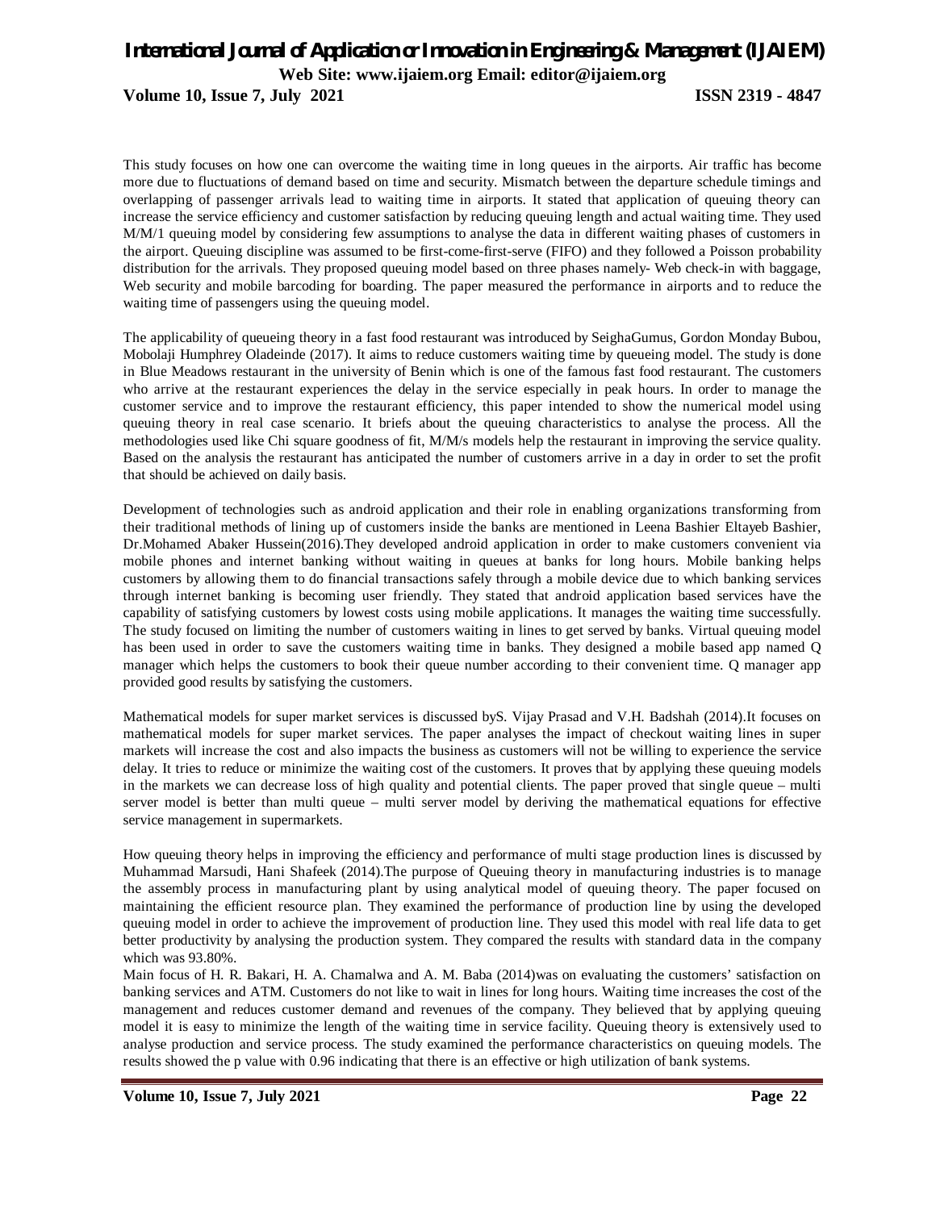This study focuses on how one can overcome the waiting time in long queues in the airports. Air traffic has become more due to fluctuations of demand based on time and security. Mismatch between the departure schedule timings and overlapping of passenger arrivals lead to waiting time in airports. It stated that application of queuing theory can increase the service efficiency and customer satisfaction by reducing queuing length and actual waiting time. They used M/M/1 queuing model by considering few assumptions to analyse the data in different waiting phases of customers in the airport. Queuing discipline was assumed to be first-come-first-serve (FIFO) and they followed a Poisson probability distribution for the arrivals. They proposed queuing model based on three phases namely- Web check-in with baggage, Web security and mobile barcoding for boarding. The paper measured the performance in airports and to reduce the waiting time of passengers using the queuing model.

The applicability of queueing theory in a fast food restaurant was introduced by SeighaGumus, Gordon Monday Bubou, Mobolaji Humphrey Oladeinde (2017). It aims to reduce customers waiting time by queueing model. The study is done in Blue Meadows restaurant in the university of Benin which is one of the famous fast food restaurant. The customers who arrive at the restaurant experiences the delay in the service especially in peak hours. In order to manage the customer service and to improve the restaurant efficiency, this paper intended to show the numerical model using queuing theory in real case scenario. It briefs about the queuing characteristics to analyse the process. All the methodologies used like Chi square goodness of fit, M/M/s models help the restaurant in improving the service quality. Based on the analysis the restaurant has anticipated the number of customers arrive in a day in order to set the profit that should be achieved on daily basis.

Development of technologies such as android application and their role in enabling organizations transforming from their traditional methods of lining up of customers inside the banks are mentioned in Leena Bashier Eltayeb Bashier, Dr.Mohamed Abaker Hussein(2016).They developed android application in order to make customers convenient via mobile phones and internet banking without waiting in queues at banks for long hours. Mobile banking helps customers by allowing them to do financial transactions safely through a mobile device due to which banking services through internet banking is becoming user friendly. They stated that android application based services have the capability of satisfying customers by lowest costs using mobile applications. It manages the waiting time successfully. The study focused on limiting the number of customers waiting in lines to get served by banks. Virtual queuing model has been used in order to save the customers waiting time in banks. They designed a mobile based app named Q manager which helps the customers to book their queue number according to their convenient time. Q manager app provided good results by satisfying the customers.

Mathematical models for super market services is discussed byS. Vijay Prasad and V.H. Badshah (2014).It focuses on mathematical models for super market services. The paper analyses the impact of checkout waiting lines in super markets will increase the cost and also impacts the business as customers will not be willing to experience the service delay. It tries to reduce or minimize the waiting cost of the customers. It proves that by applying these queuing models in the markets we can decrease loss of high quality and potential clients. The paper proved that single queue – multi server model is better than multi queue – multi server model by deriving the mathematical equations for effective service management in supermarkets.

How queuing theory helps in improving the efficiency and performance of multi stage production lines is discussed by Muhammad Marsudi, Hani Shafeek (2014).The purpose of Queuing theory in manufacturing industries is to manage the assembly process in manufacturing plant by using analytical model of queuing theory. The paper focused on maintaining the efficient resource plan. They examined the performance of production line by using the developed queuing model in order to achieve the improvement of production line. They used this model with real life data to get better productivity by analysing the production system. They compared the results with standard data in the company which was 93.80%.

Main focus of H. R. Bakari, H. A. Chamalwa and A. M. Baba (2014)was on evaluating the customers' satisfaction on banking services and ATM. Customers do not like to wait in lines for long hours. Waiting time increases the cost of the management and reduces customer demand and revenues of the company. They believed that by applying queuing model it is easy to minimize the length of the waiting time in service facility. Queuing theory is extensively used to analyse production and service process. The study examined the performance characteristics on queuing models. The results showed the p value with 0.96 indicating that there is an effective or high utilization of bank systems.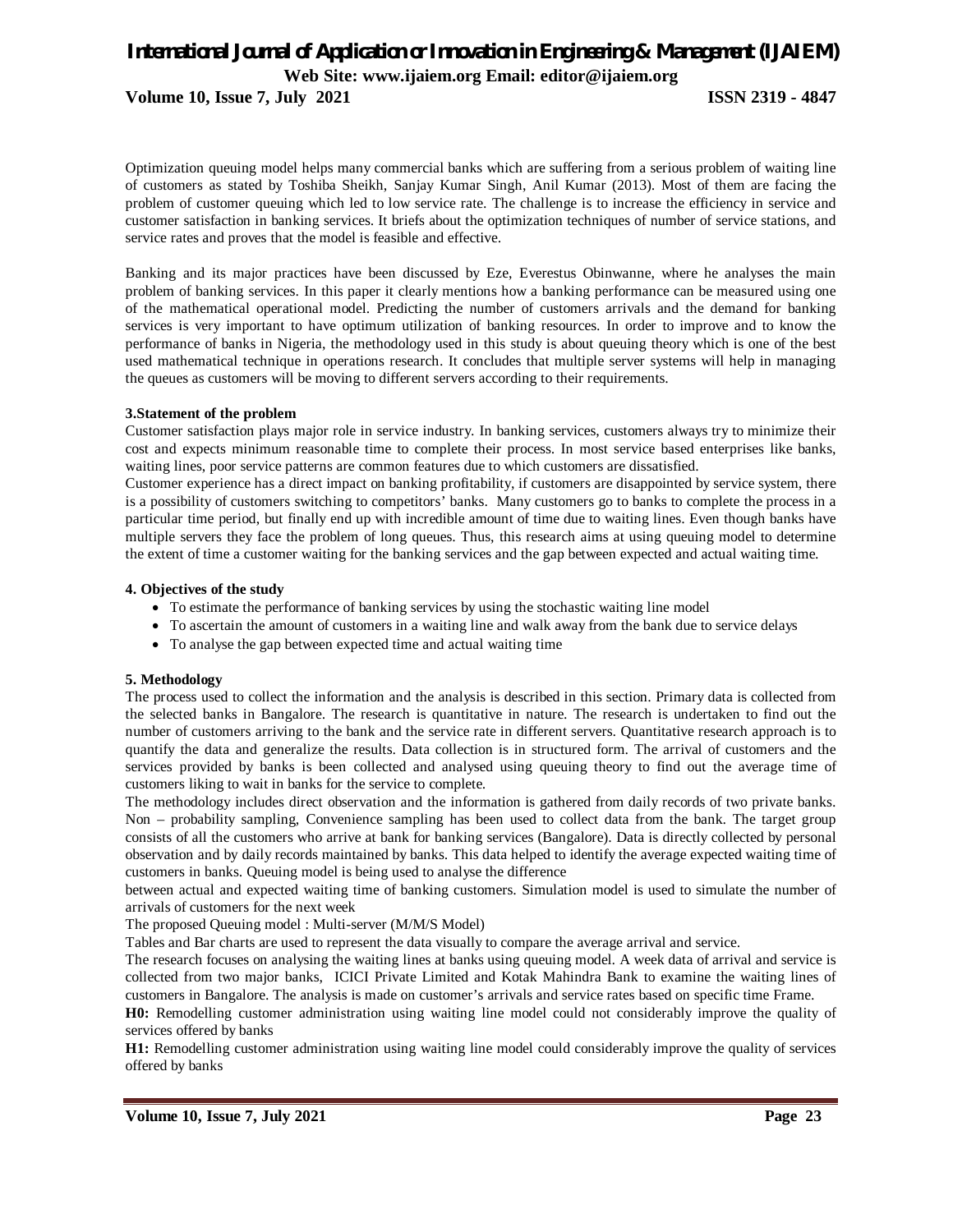Optimization queuing model helps many commercial banks which are suffering from a serious problem of waiting line of customers as stated by Toshiba Sheikh, Sanjay Kumar Singh, Anil Kumar (2013). Most of them are facing the problem of customer queuing which led to low service rate. The challenge is to increase the efficiency in service and customer satisfaction in banking services. It briefs about the optimization techniques of number of service stations, and service rates and proves that the model is feasible and effective.

Banking and its major practices have been discussed by Eze, Everestus Obinwanne, where he analyses the main problem of banking services. In this paper it clearly mentions how a banking performance can be measured using one of the mathematical operational model. Predicting the number of customers arrivals and the demand for banking services is very important to have optimum utilization of banking resources. In order to improve and to know the performance of banks in Nigeria, the methodology used in this study is about queuing theory which is one of the best used mathematical technique in operations research. It concludes that multiple server systems will help in managing the queues as customers will be moving to different servers according to their requirements.

### 3.Statement of the problem

Customer satisfaction plays major role in service industry. In banking services, customers always try to minimize their cost and expects minimum reasonable time to complete their process. In most service based enterprises like banks, waiting lines, poor service patterns are common features due to which customers are dissatisfied.

Customer experience has a direct impact on banking profitability, if customers are disappointed by service system, there is a possibility of customers switching to competitors' banks. Many customers go to banks to complete the process in a particular time period, but finally end up with incredible amount of time due to waiting lines. Even though banks have multiple servers they face the problem of long queues. Thus, this research aims at using queuing model to determine the extent of time a customer waiting for the banking services and the gap between expected and actual waiting time.

### 4. Objectives of the study

- To estimate the performance of banking services by using the stochastic waiting line model
- To ascertain the amount of customers in a waiting line and walk away from the bank due to service delays
- To analyse the gap between expected time and actual waiting time

### 5. Methodology

The process used to collect the information and the analysis is described in this section. Primary data is collected from the selected banks in Bangalore. The research is quantitative in nature. The research is undertaken to find out the number of customers arriving to the bank and the service rate in different servers. Quantitative research approach is to quantify the data and generalize the results. Data collection is in structured form. The arrival of customers and the services provided by banks is been collected and analysed using queuing theory to find out the average time of customers liking to wait in banks for the service to complete.

The methodology includes direct observation and the information is gathered from daily records of two private banks. Non – probability sampling, Convenience sampling has been used to collect data from the bank. The target group consists of all the customers who arrive at bank for banking services (Bangalore). Data is directly collected by personal observation and by daily records maintained by banks. This data helped to identify the average expected waiting time of customers in banks. Queuing model is being used to analyse the difference between actual and expected waiting time of banking customers. Simulation model is used to simulate the number of arrivals of customers for the next week

The proposed Queuing model : Multi-server (M/M/S Model)

Tables and Bar charts are used to represent the data visually to compare the average arrival and service.

The research focuses on analysing the waiting lines at banks using queuing model. A week data of arrival and service is collected from two major banks, ICICI Private Limited and Kotak Mahindra Bank to examine the waiting lines of customers in Bangalore. The analysis is made on customer's arrivals and service rates based on specific time Frame.

**H0:** Remodelling customer administration using waiting line model could not considerably improve the quality of services offered by banks

**H1:** Remodelling customer administration using waiting line model could considerably improve the quality of services offered by banks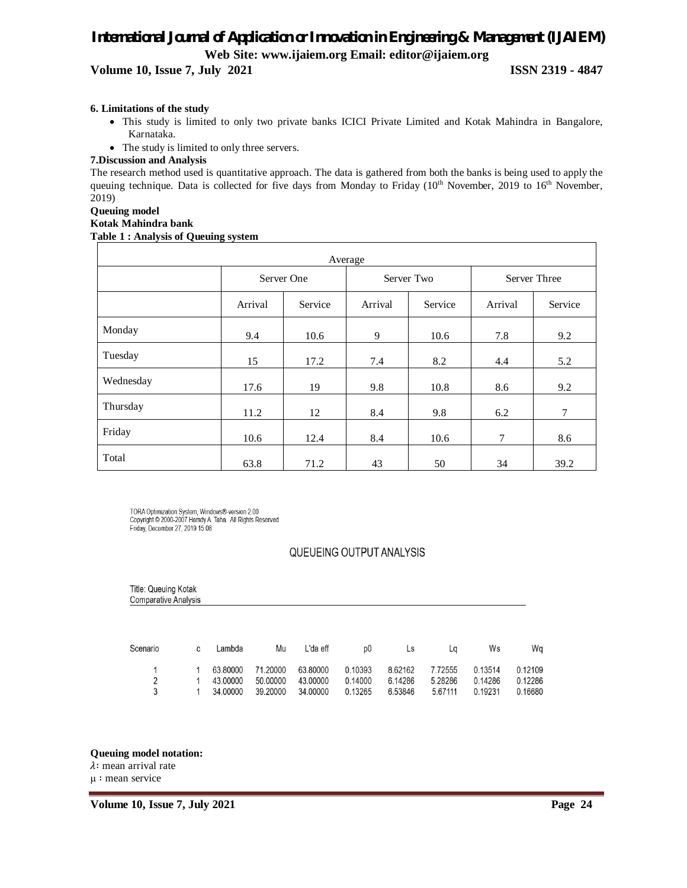**6. Limitations of the study**

- This study is limited to only two private banks ICICI Private Limited and Kotak Mahindra in Bangalore, Karnataka.
- The study is limited to only three servers.

**7.Discussion and Analysis**

The research method used is quantitative approach. The data is gathered from both the banks is being used to apply the queuing technique. Data is collected for five days from Monday to Friday (10th November, 2019 to 16th November, 2019)

**Queuing model**

**Kotak Mahindra bank**

**Table 1 : Analysis of Queuing system**

| Average | | | | | | |
|---|---|---|---|---|---|---|
| | Server One | | Server Two | | Server Three | |
| | Arrival | Service | Arrival | Service | Arrival | Service |
| Monday | 9.4 | 10.6 | 9 | 10.6 | 7.8 | 9.2 |
| Tuesday | 15 | 17.2 | 7.4 | 8.2 | 4.4 | 5.2 |
| Wednesday | 17.6 | 19 | 9.8 | 10.8 | 8.6 | 9.2 |
| Thursday | 11.2 | 12 | 8.4 | 9.8 | 6.2 | 7 |
| Friday | 10.6 | 12.4 | 8.4 | 10.6 | 7 | 8.6 |
| Total | 63.8 | 71.2 | 43 | 50 | 34 | 39.2 |

TORA Optimization System, Windows®-version 2.00
Copyright © 2000-2007 Hamdy A. Taha. All Rights Reserved
Friday, December 27, 2019 15:08

QUEUEING OUTPUT ANALYSIS

Title: Queuing Kotak
Comparative Analysis

| Scenario | c | Lambda | Mu | L'da eff | p0 | Ls | Lq | Ws | Wq |
|---|---|---|---|---|---|---|---|---|---|
| 1 | 1 | 63.80000 | 71.20000 | 63.80000 | 0.10393 | 8.62162 | 7.72555 | 0.13514 | 0.12109 |
| 2 | 1 | 43.00000 | 50.00000 | 43.00000 | 0.14000 | 6.14286 | 5.28286 | 0.14286 | 0.12286 |
| 3 | 1 | 34.00000 | 39.20000 | 34.00000 | 0.13265 | 6.53846 | 5.67111 | 0.19231 | 0.16680 |

**Queuing model notation:**

$\lambda$: mean arrival rate

$\mu$ : mean service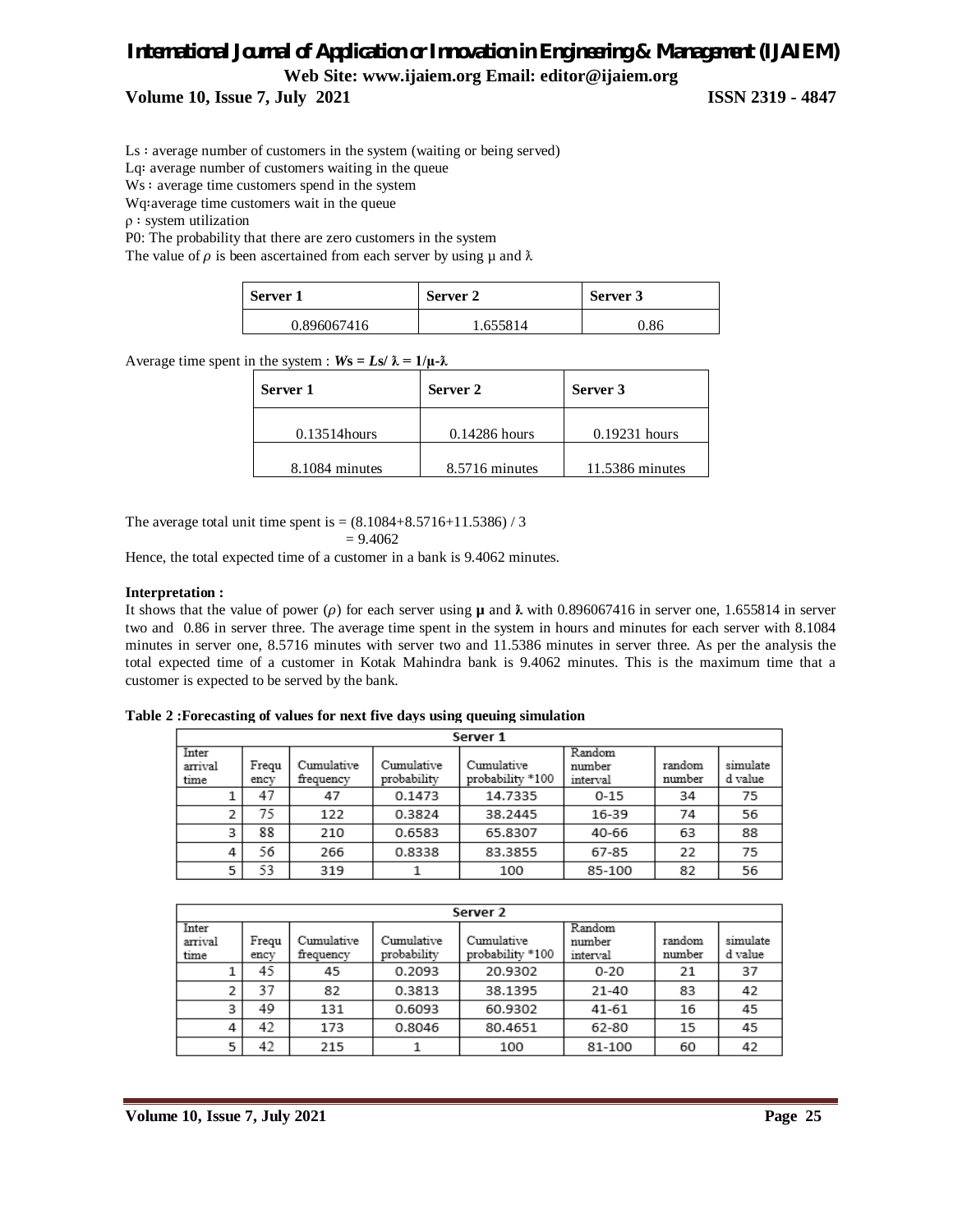Ls : average number of customers in the system (waiting or being served)

Lq: average number of customers waiting in the queue

Ws : average time customers spend in the system

Wq:average time customers wait in the queue

ρ : system utilization

P0: The probability that there are zero customers in the system

The value of $\rho$ is been ascertained from each server by using μ and λ

| Server 1 | Server 2 | Server 3 |
|---|---|---|
| 0.896067416 | 1.655814 | 0.86 |

Average time spent in the system : $\boldsymbol{Ws = Ls/\lambda = 1/\mu\text{-}\lambda}$

| Server 1 | Server 2 | Server 3 |
|---|---|---|
| 0.13514hours | 0.14286 hours | 0.19231 hours |
| 8.1084 minutes | 8.5716 minutes | 11.5386 minutes |

The average total unit time spent is = (8.1084+8.5716+11.5386) / 3
= 9.4062

Hence, the total expected time of a customer in a bank is 9.4062 minutes.

**Interpretation :**

It shows that the value of power ($\rho$) for each server using **μ** and **λ** with 0.896067416 in server one, 1.655814 in server two and 0.86 in server three. The average time spent in the system in hours and minutes for each server with 8.1084 minutes in server one, 8.5716 minutes with server two and 11.5386 minutes in server three. As per the analysis the total expected time of a customer in Kotak Mahindra bank is 9.4062 minutes. This is the maximum time that a customer is expected to be served by the bank.

**Table 2 :Forecasting of values for next five days using queuing simulation**

| Server 1 | | | | | | | |
|---|---|---|---|---|---|---|---|
| Inter arrival time | Frequency | Cumulative frequency | Cumulative probability | Cumulative probability *100 | Random number interval | random number | simulated value |
| 1 | 47 | 47 | 0.1473 | 14.7335 | 0-15 | 34 | 75 |
| 2 | 75 | 122 | 0.3824 | 38.2445 | 16-39 | 74 | 56 |
| 3 | 88 | 210 | 0.6583 | 65.8307 | 40-66 | 63 | 88 |
| 4 | 56 | 266 | 0.8338 | 83.3855 | 67-85 | 22 | 75 |
| 5 | 53 | 319 | 1 | 100 | 85-100 | 82 | 56 |

| Server 2 | | | | | | | |
|---|---|---|---|---|---|---|---|
| Inter arrival time | Frequency | Cumulative frequency | Cumulative probability | Cumulative probability *100 | Random number interval | random number | simulated value |
| 1 | 45 | 45 | 0.2093 | 20.9302 | 0-20 | 21 | 37 |
| 2 | 37 | 82 | 0.3813 | 38.1395 | 21-40 | 83 | 42 |
| 3 | 49 | 131 | 0.6093 | 60.9302 | 41-61 | 16 | 45 |
| 4 | 42 | 173 | 0.8046 | 80.4651 | 62-80 | 15 | 45 |
| 5 | 42 | 215 | 1 | 100 | 81-100 | 60 | 42 |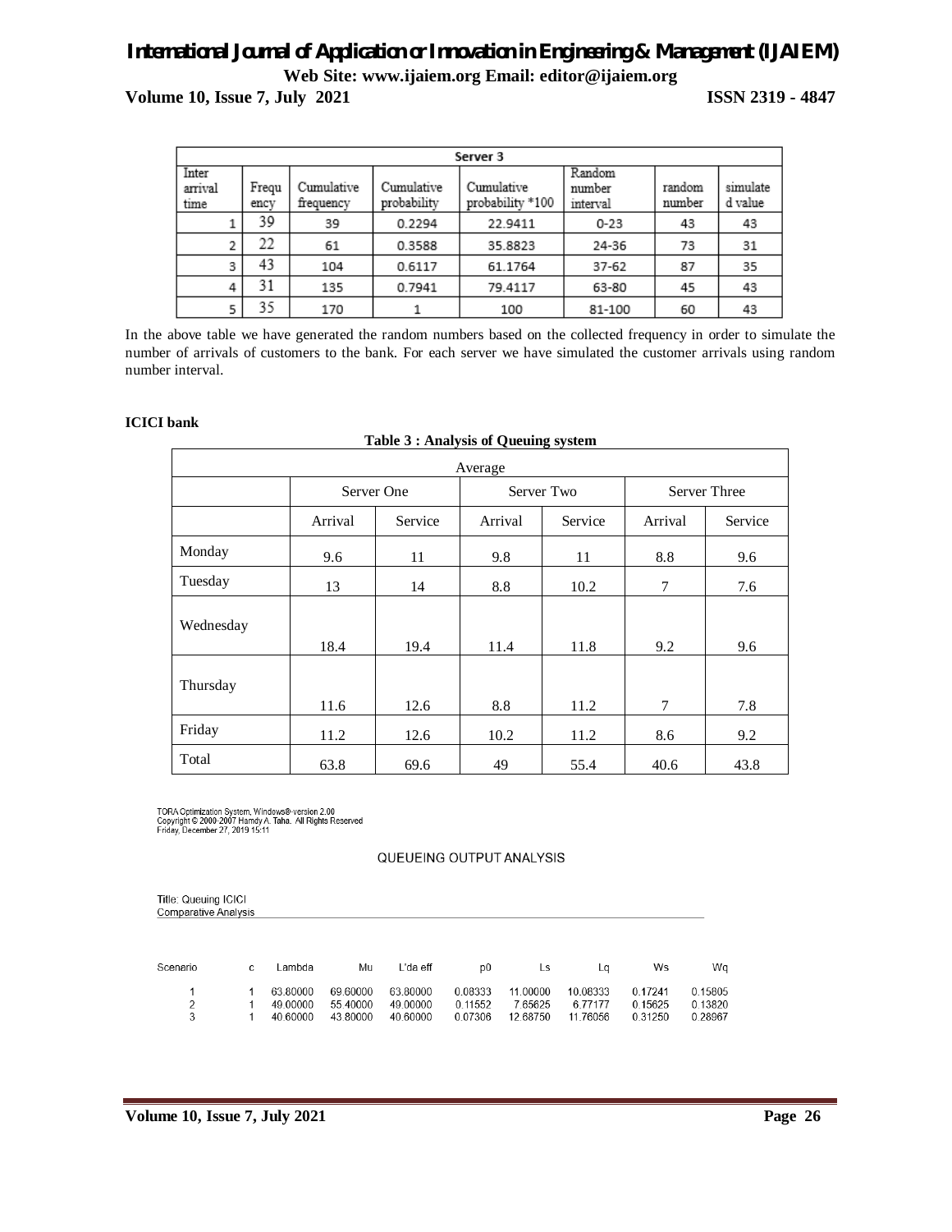| Server 3 | | | | | | | |
|---|---|---|---|---|---|---|---|
| Inter arrival time | Frequency | Cumulative frequency | Cumulative probability | Cumulative probability *100 | Random number interval | random number | simulated value |
| 1 | 39 | 39 | 0.2294 | 22.9411 | 0-23 | 43 | 43 |
| 2 | 22 | 61 | 0.3588 | 35.8823 | 24-36 | 73 | 31 |
| 3 | 43 | 104 | 0.6117 | 61.1764 | 37-62 | 87 | 35 |
| 4 | 31 | 135 | 0.7941 | 79.4117 | 63-80 | 45 | 43 |
| 5 | 35 | 170 | 1 | 100 | 81-100 | 60 | 43 |

In the above table we have generated the random numbers based on the collected frequency in order to simulate the number of arrivals of customers to the bank. For each server we have simulated the customer arrivals using random number interval.

**ICICI bank**

**Table 3 : Analysis of Queuing system**

| Average | | | | | | |
|---|---|---|---|---|---|---|
| | Server One | | Server Two | | Server Three | |
| | Arrival | Service | Arrival | Service | Arrival | Service |
| Monday | 9.6 | 11 | 9.8 | 11 | 8.8 | 9.6 |
| Tuesday | 13 | 14 | 8.8 | 10.2 | 7 | 7.6 |
| Wednesday | 18.4 | 19.4 | 11.4 | 11.8 | 9.2 | 9.6 |
| Thursday | 11.6 | 12.6 | 8.8 | 11.2 | 7 | 7.8 |
| Friday | 11.2 | 12.6 | 10.2 | 11.2 | 8.6 | 9.2 |
| Total | 63.8 | 69.6 | 49 | 55.4 | 40.6 | 43.8 |

TORA Optimization System, Windows®-version 2.00
Copyright © 2000-2007 Hamdy A. Taha. All Rights Reserved
Friday, December 27, 2019 15:11

QUEUEING OUTPUT ANALYSIS

Title: Queuing ICICI
Comparative Analysis

| Scenario | c | Lambda | Mu | L'da eff | p0 | Ls | Lq | Ws | Wq |
|---|---|---|---|---|---|---|---|---|---|
| 1 | 1 | 63.80000 | 69.60000 | 63.80000 | 0.08333 | 11.00000 | 10.08333 | 0.17241 | 0.15805 |
| 2 | 1 | 49.00000 | 55.40000 | 49.00000 | 0.11552 | 7.65625 | 6.77177 | 0.15625 | 0.13820 |
| 3 | 1 | 40.60000 | 43.80000 | 40.60000 | 0.07306 | 12.68750 | 11.76056 | 0.31250 | 0.28967 |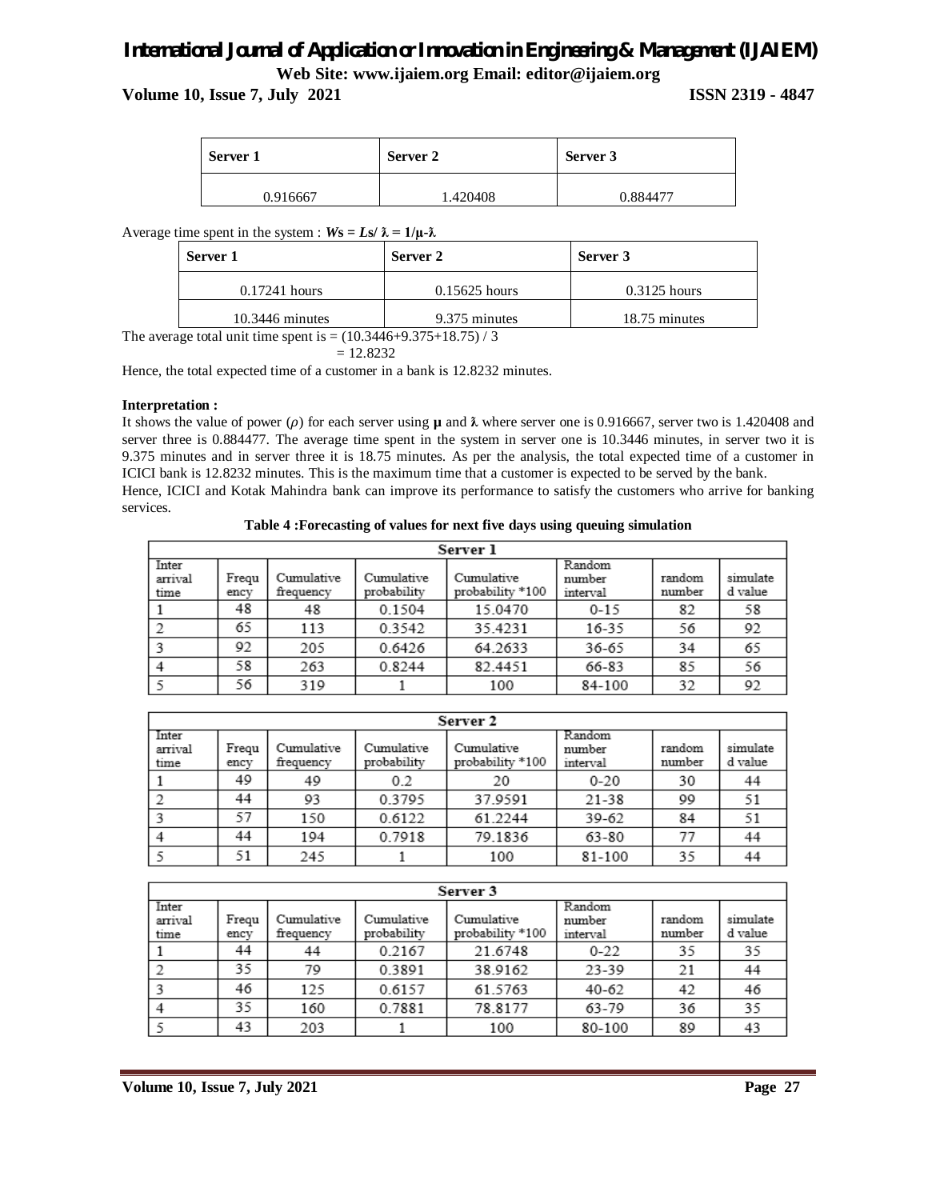| Server 1 | Server 2 | Server 3 |
| --- | --- | --- |
| 0.916667 | 1.420408 | 0.884477 |

Average time spent in the system : $\boldsymbol{Ws = Ls / \lambda = 1/\mu\text{-}\lambda}$

| Server 1 | Server 2 | Server 3 |
| --- | --- | --- |
| 0.17241 hours | 0.15625 hours | 0.3125 hours |
| 10.3446 minutes | 9.375 minutes | 18.75 minutes |

The average total unit time spent is = (10.3446+9.375+18.75) / 3

= 12.8232

Hence, the total expected time of a customer in a bank is 12.8232 minutes.

**Interpretation :**

It shows the value of power ($\rho$) for each server using **μ** and **λ** where server one is 0.916667, server two is 1.420408 and server three is 0.884477. The average time spent in the system in server one is 10.3446 minutes, in server two it is 9.375 minutes and in server three it is 18.75 minutes. As per the analysis, the total expected time of a customer in ICICI bank is 12.8232 minutes. This is the maximum time that a customer is expected to be served by the bank.

Hence, ICICI and Kotak Mahindra bank can improve its performance to satisfy the customers who arrive for banking services.

**Table 4 :Forecasting of values for next five days using queuing simulation**

| Server 1 | | | | | | | |
| --- | --- | --- | --- | --- | --- | --- | --- |
| Inter arrival time | Frequency | Cumulative frequency | Cumulative probability | Cumulative probability *100 | Random number interval | random number | simulated value |
| 1 | 48 | 48 | 0.1504 | 15.0470 | 0-15 | 82 | 58 |
| 2 | 65 | 113 | 0.3542 | 35.4231 | 16-35 | 56 | 92 |
| 3 | 92 | 205 | 0.6426 | 64.2633 | 36-65 | 34 | 65 |
| 4 | 58 | 263 | 0.8244 | 82.4451 | 66-83 | 85 | 56 |
| 5 | 56 | 319 | 1 | 100 | 84-100 | 32 | 92 |

| Server 2 | | | | | | | |
| --- | --- | --- | --- | --- | --- | --- | --- |
| Inter arrival time | Frequency | Cumulative frequency | Cumulative probability | Cumulative probability *100 | Random number interval | random number | simulated value |
| 1 | 49 | 49 | 0.2 | 20 | 0-20 | 30 | 44 |
| 2 | 44 | 93 | 0.3795 | 37.9591 | 21-38 | 99 | 51 |
| 3 | 57 | 150 | 0.6122 | 61.2244 | 39-62 | 84 | 51 |
| 4 | 44 | 194 | 0.7918 | 79.1836 | 63-80 | 77 | 44 |
| 5 | 51 | 245 | 1 | 100 | 81-100 | 35 | 44 |

| Server 3 | | | | | | | |
| --- | --- | --- | --- | --- | --- | --- | --- |
| Inter arrival time | Frequency | Cumulative frequency | Cumulative probability | Cumulative probability *100 | Random number interval | random number | simulated value |
| 1 | 44 | 44 | 0.2167 | 21.6748 | 0-22 | 35 | 35 |
| 2 | 35 | 79 | 0.3891 | 38.9162 | 23-39 | 21 | 44 |
| 3 | 46 | 125 | 0.6157 | 61.5763 | 40-62 | 42 | 46 |
| 4 | 35 | 160 | 0.7881 | 78.8177 | 63-79 | 36 | 35 |
| 5 | 43 | 203 | 1 | 100 | 80-100 | 89 | 43 |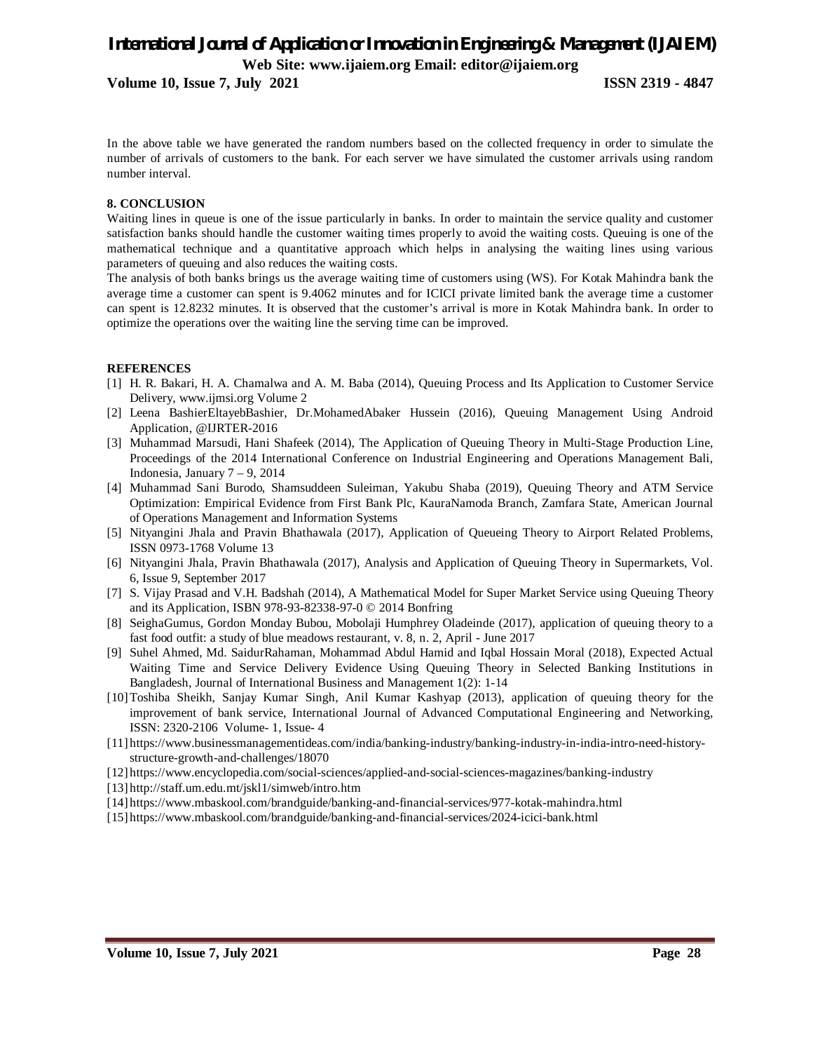In the above table we have generated the random numbers based on the collected frequency in order to simulate the number of arrivals of customers to the bank. For each server we have simulated the customer arrivals using random number interval.

## 8. CONCLUSION

Waiting lines in queue is one of the issue particularly in banks. In order to maintain the service quality and customer satisfaction banks should handle the customer waiting times properly to avoid the waiting costs. Queuing is one of the mathematical technique and a quantitative approach which helps in analysing the waiting lines using various parameters of queuing and also reduces the waiting costs.

The analysis of both banks brings us the average waiting time of customers using (WS). For Kotak Mahindra bank the average time a customer can spent is 9.4062 minutes and for ICICI private limited bank the average time a customer can spent is 12.8232 minutes. It is observed that the customer's arrival is more in Kotak Mahindra bank. In order to optimize the operations over the waiting line the serving time can be improved.

## REFERENCES

[1] H. R. Bakari, H. A. Chamalwa and A. M. Baba (2014), Queuing Process and Its Application to Customer Service Delivery, www.ijmsi.org Volume 2

[2] Leena BashierEltayebBashier, Dr.MohamedAbaker Hussein (2016), Queuing Management Using Android Application, @IJRTER-2016

[3] Muhammad Marsudi, Hani Shafeek (2014), The Application of Queuing Theory in Multi-Stage Production Line, Proceedings of the 2014 International Conference on Industrial Engineering and Operations Management Bali, Indonesia, January 7 – 9, 2014

[4] Muhammad Sani Burodo, Shamsuddeen Suleiman, Yakubu Shaba (2019), Queuing Theory and ATM Service Optimization: Empirical Evidence from First Bank Plc, KauraNamoda Branch, Zamfara State, American Journal of Operations Management and Information Systems

[5] Nityangini Jhala and Pravin Bhathawala (2017), Application of Queueing Theory to Airport Related Problems, ISSN 0973-1768 Volume 13

[6] Nityangini Jhala, Pravin Bhathawala (2017), Analysis and Application of Queuing Theory in Supermarkets, Vol. 6, Issue 9, September 2017

[7] S. Vijay Prasad and V.H. Badshah (2014), A Mathematical Model for Super Market Service using Queuing Theory and its Application, ISBN 978-93-82338-97-0 © 2014 Bonfring

[8] SeighaGumus, Gordon Monday Bubou, Mobolaji Humphrey Oladeinde (2017), application of queuing theory to a fast food outfit: a study of blue meadows restaurant, v. 8, n. 2, April - June 2017

[9] Suhel Ahmed, Md. SaidurRahaman, Mohammad Abdul Hamid and Iqbal Hossain Moral (2018), Expected Actual Waiting Time and Service Delivery Evidence Using Queuing Theory in Selected Banking Institutions in Bangladesh, Journal of International Business and Management 1(2): 1-14

[10] Toshiba Sheikh, Sanjay Kumar Singh, Anil Kumar Kashyap (2013), application of queuing theory for the improvement of bank service, International Journal of Advanced Computational Engineering and Networking, ISSN: 2320-2106 Volume- 1, Issue- 4

[11] https://www.businessmanagementideas.com/india/banking-industry/banking-industry-in-india-intro-need-history-structure-growth-and-challenges/18070

[12] https://www.encyclopedia.com/social-sciences/applied-and-social-sciences-magazines/banking-industry

[13] http://staff.um.edu.mt/jskl1/simweb/intro.htm

[14] https://www.mbaskool.com/brandguide/banking-and-financial-services/977-kotak-mahindra.html

[15] https://www.mbaskool.com/brandguide/banking-and-financial-services/2024-icici-bank.html